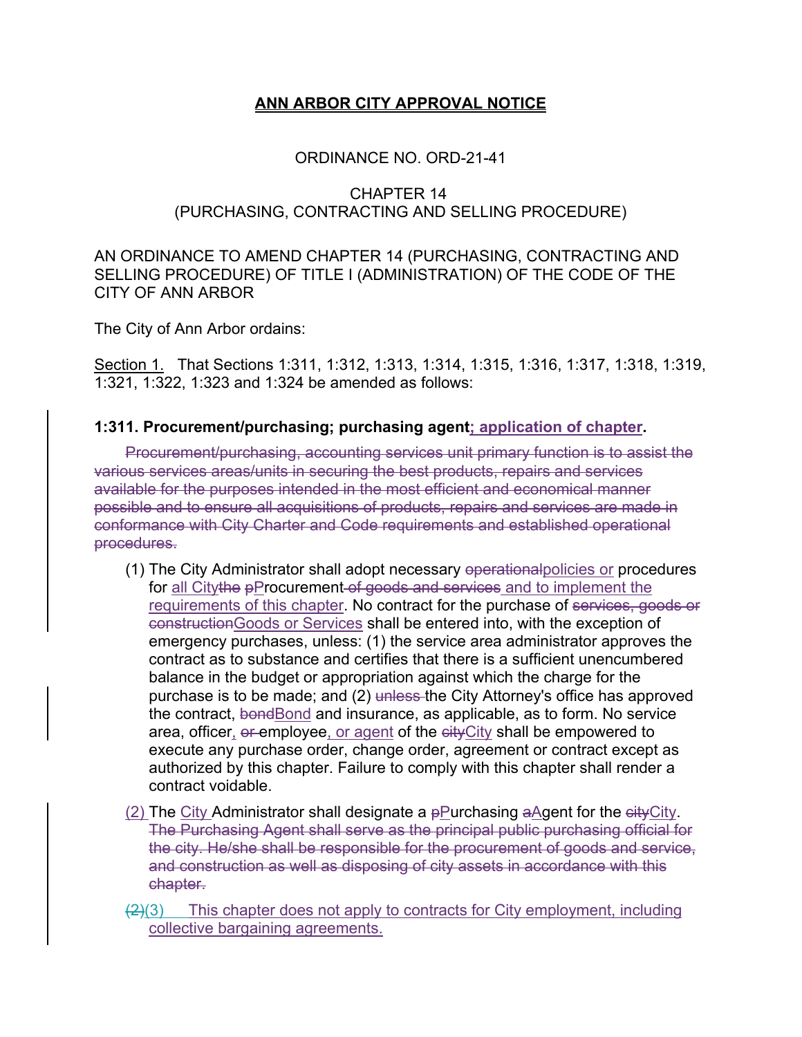# ANN ARBOR CITY APPROVAL NOTICE

ORDINANCE NO. ORD-21-41

CHAPTER 14
(PURCHASING, CONTRACTING AND SELLING PROCEDURE)

AN ORDINANCE TO AMEND CHAPTER 14 (PURCHASING, CONTRACTING AND SELLING PROCEDURE) OF TITLE I (ADMINISTRATION) OF THE CODE OF THE CITY OF ANN ARBOR

The City of Ann Arbor ordains:

Section 1. That Sections 1:311, 1:312, 1:313, 1:314, 1:315, 1:316, 1:317, 1:318, 1:319, 1:321, 1:322, 1:323 and 1:324 be amended as follows:

**1:311. Procurement/purchasing; purchasing agent<u>; application of chapter</u>.**

~~Procurement/purchasing, accounting services unit primary function is to assist the various services areas/units in securing the best products, repairs and services available for the purposes intended in the most efficient and economical manner possible and to ensure all acquisitions of products, repairs and services are made in conformance with City Charter and Code requirements and established operational procedures.~~

(1) The City Administrator shall adopt necessary ~~operational~~<u>policies or</u> procedures for <u>all City</u>~~the~~ ~~p~~<u>P</u>rocurement ~~of goods and services~~ <u>and to implement the requirements of this chapter</u>. No contract for the purchase of ~~services, goods or construction~~<u>Goods or Services</u> shall be entered into, with the exception of emergency purchases, unless: (1) the service area administrator approves the contract as to substance and certifies that there is a sufficient unencumbered balance in the budget or appropriation against which the charge for the purchase is to be made; and (2) ~~unless~~ the City Attorney's office has approved the contract, ~~bond~~<u>Bond</u> and insurance, as applicable, as to form. No service area, officer<u>,</u> ~~or~~ employee<u>, or agent</u> of the ~~city~~<u>City</u> shall be empowered to execute any purchase order, change order, agreement or contract except as authorized by this chapter. Failure to comply with this chapter shall render a contract voidable.

<u>(2)</u> The <u>City</u> Administrator shall designate a ~~p~~<u>P</u>urchasing ~~a~~<u>A</u>gent for the ~~city~~<u>City</u>. ~~The Purchasing Agent shall serve as the principal public purchasing official for the city. He/she shall be responsible for the procurement of goods and service, and construction as well as disposing of city assets in accordance with this chapter.~~

~~(2)~~<u>(3)</u> <u>This chapter does not apply to contracts for City employment, including collective bargaining agreements.</u>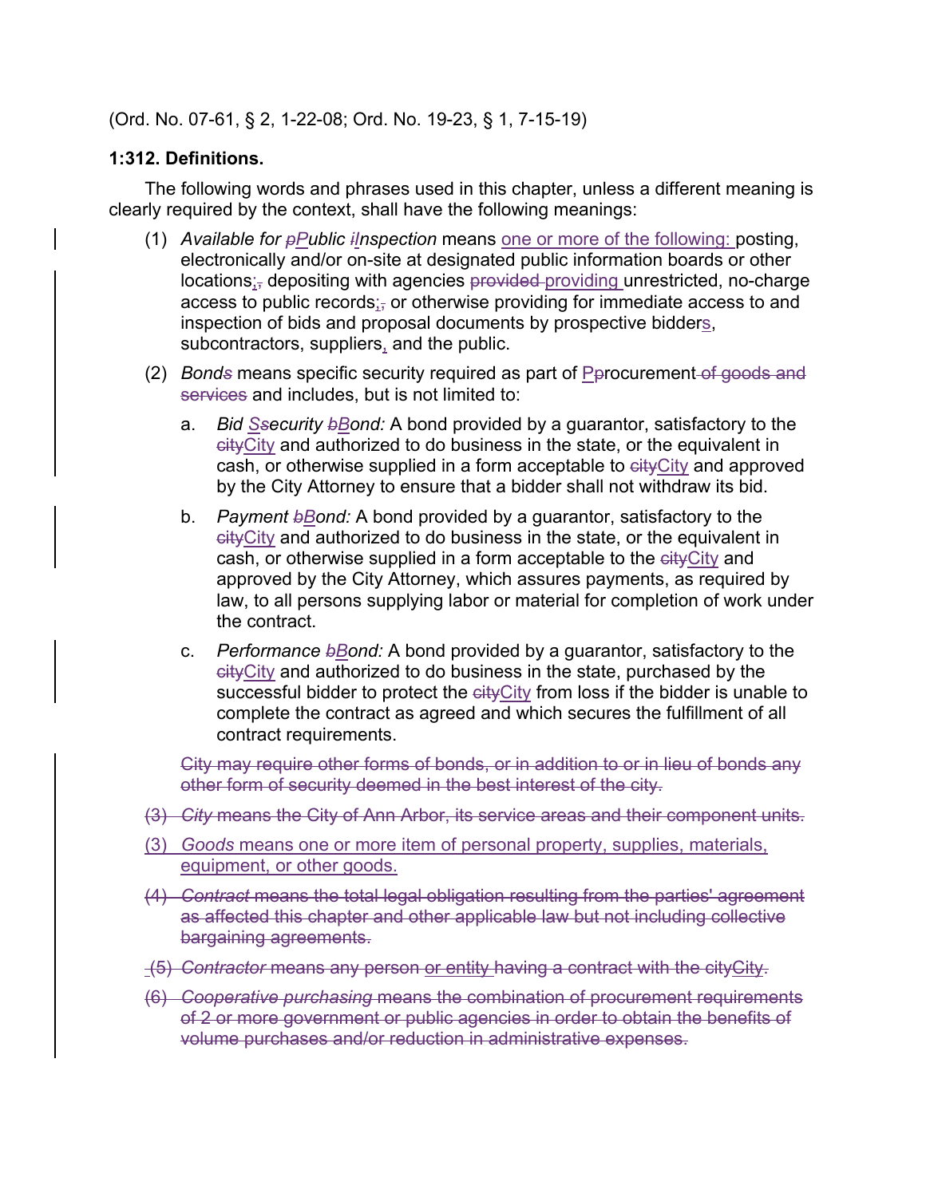(Ord. No. 07-61, § 2, 1-22-08; Ord. No. 19-23, § 1, 7-15-19)

**1:312. Definitions.**

The following words and phrases used in this chapter, unless a different meaning is clearly required by the context, shall have the following meanings:

(1) *Available for ~~p~~Public ~~i~~Inspection* means one or more of the following: posting, electronically and/or on-site at designated public information boards or other locations;~~,~~ depositing with agencies ~~provided~~ providing unrestricted, no-charge access to public records;~~,~~ or otherwise providing for immediate access to and inspection of bids and proposal documents by prospective bidders, subcontractors, suppliers, and the public.

(2) *Bond~~s~~* means specific security required as part of Procurement ~~of goods and services~~ and includes, but is not limited to:

a. *Bid Security ~~b~~Bond:* A bond provided by a guarantor, satisfactory to the ~~city~~City and authorized to do business in the state, or the equivalent in cash, or otherwise supplied in a form acceptable to ~~city~~City and approved by the City Attorney to ensure that a bidder shall not withdraw its bid.

b. *Payment ~~b~~Bond:* A bond provided by a guarantor, satisfactory to the ~~city~~City and authorized to do business in the state, or the equivalent in cash, or otherwise supplied in a form acceptable to the ~~city~~City and approved by the City Attorney, which assures payments, as required by law, to all persons supplying labor or material for completion of work under the contract.

c. *Performance ~~b~~Bond:* A bond provided by a guarantor, satisfactory to the ~~city~~City and authorized to do business in the state, purchased by the successful bidder to protect the ~~city~~City from loss if the bidder is unable to complete the contract as agreed and which secures the fulfillment of all contract requirements.

~~City may require other forms of bonds, or in addition to or in lieu of bonds any other form of security deemed in the best interest of the city.~~

~~(3) *City* means the City of Ann Arbor, its service areas and their component units.~~

(3) *Goods* means one or more item of personal property, supplies, materials, equipment, or other goods.

~~(4) *Contract* means the total legal obligation resulting from the parties' agreement as affected this chapter and other applicable law but not including collective bargaining agreements.~~

~~(5) *Contractor* means any person or entity having a contract with the cityCity.~~

~~(6) *Cooperative purchasing* means the combination of procurement requirements of 2 or more government or public agencies in order to obtain the benefits of volume purchases and/or reduction in administrative expenses.~~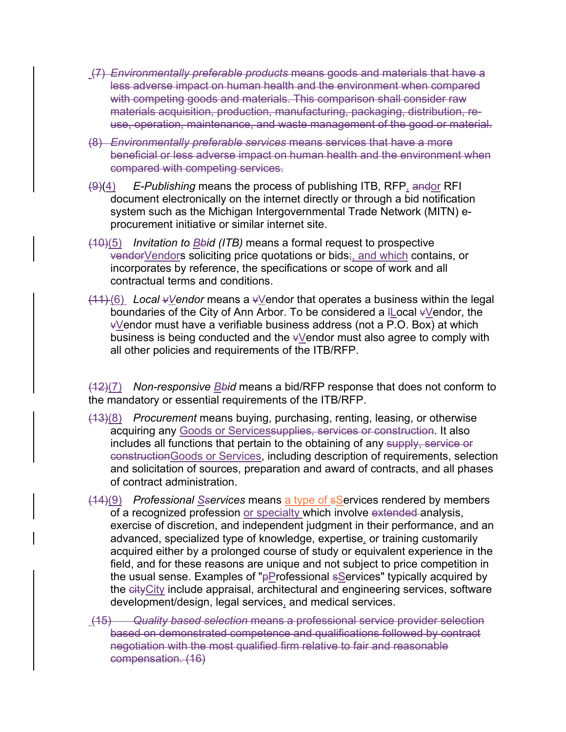(7) *Environmentally preferable products* means goods and materials that have a less adverse impact on human health and the environment when compared with competing goods and materials. This comparison shall consider raw materials acquisition, production, manufacturing, packaging, distribution, re-use, operation, maintenance, and waste management of the good or material.

(8) *Environmentally preferable services* means services that have a more beneficial or less adverse impact on human health and the environment when compared with competing services.

~~(9)~~(4) *E-Publishing* means the process of publishing ITB, RFP, ~~and~~or RFI document electronically on the internet directly or through a bid notification system such as the Michigan Intergovernmental Trade Network (MITN) e-procurement initiative or similar internet site.

~~(10)~~(5) *Invitation to ~~b~~Bid (ITB)* means a formal request to prospective ~~vendor~~Vendors soliciting price quotations or bids~~;~~, and which contains, or incorporates by reference, the specifications or scope of work and all contractual terms and conditions.

~~(11)~~(6) *Local ~~v~~Vendor* means a ~~v~~Vendor that operates a business within the legal boundaries of the City of Ann Arbor. To be considered a ~~l~~Local ~~v~~Vendor, the ~~v~~Vendor must have a verifiable business address (not a P.O. Box) at which business is being conducted and the ~~v~~Vendor must also agree to comply with all other policies and requirements of the ITB/RFP.

~~(12)~~(7) *Non-responsive ~~b~~Bid* means a bid/RFP response that does not conform to the mandatory or essential requirements of the ITB/RFP.

~~(13)~~(8) *Procurement* means buying, purchasing, renting, leasing, or otherwise acquiring any Goods or Services~~supplies, services or construction~~. It also includes all functions that pertain to the obtaining of any ~~supply, service or construction~~Goods or Services, including description of requirements, selection and solicitation of sources, preparation and award of contracts, and all phases of contract administration.

~~(14)~~(9) *Professional ~~s~~Services* means a type of ~~s~~Services rendered by members of a recognized profession or specialty which involve ~~extended~~ analysis, exercise of discretion, and independent judgment in their performance, and an advanced, specialized type of knowledge, expertise, or training customarily acquired either by a prolonged course of study or equivalent experience in the field, and for these reasons are unique and not subject to price competition in the usual sense. Examples of "~~p~~Professional ~~s~~Services" typically acquired by the ~~city~~City include appraisal, architectural and engineering services, software development/design, legal services, and medical services.

~~(15) *Quality based selection* means a professional service provider selection based on demonstrated competence and qualifications followed by contract negotiation with the most qualified firm relative to fair and reasonable compensation. (16)~~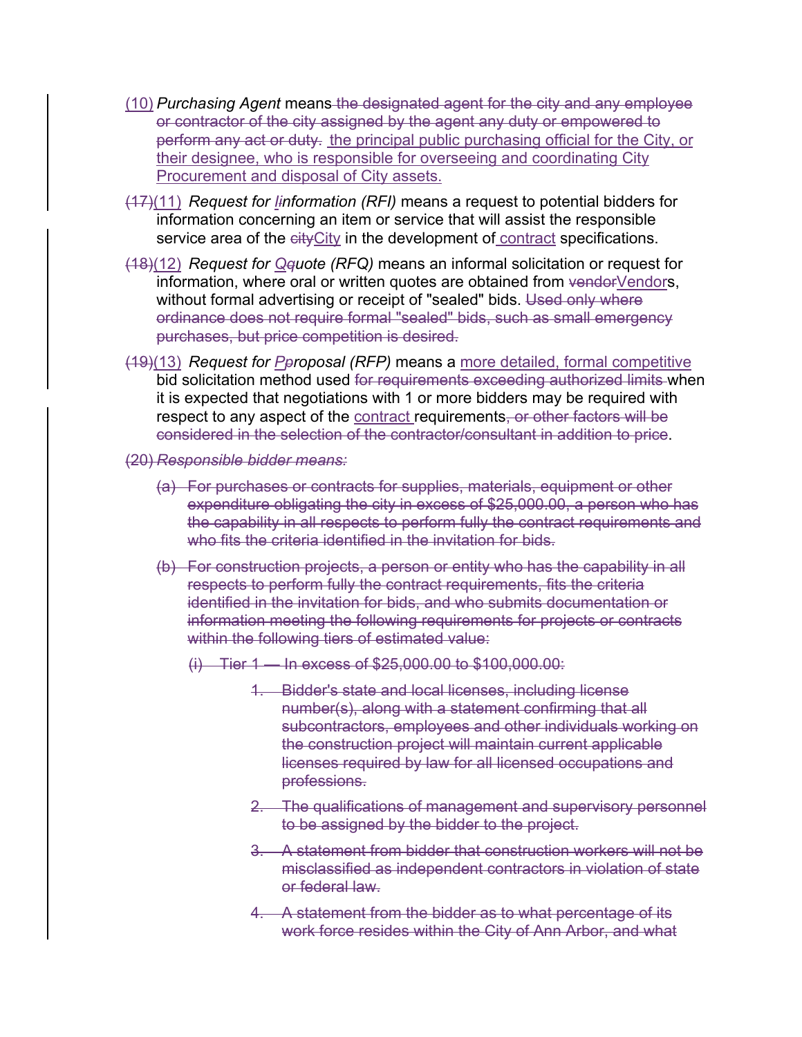(10) *Purchasing Agent* means ~~the designated agent for the city and any employee or contractor of the city assigned by the agent any duty or empowered to perform any act or duty.~~ the principal public purchasing official for the City, or their designee, who is responsible for overseeing and coordinating City Procurement and disposal of City assets.

~~(17)~~(11) *Request for ~~i~~Information (RFI)* means a request to potential bidders for information concerning an item or service that will assist the responsible service area of the ~~city~~City in the development of contract specifications.

~~(18)~~(12) *Request for ~~q~~Quote (RFQ)* means an informal solicitation or request for information, where oral or written quotes are obtained from ~~vendor~~Vendors, without formal advertising or receipt of "sealed" bids. ~~Used only where ordinance does not require formal "sealed" bids, such as small emergency purchases, but price competition is desired.~~

~~(19)~~(13) *Request for ~~p~~Proposal (RFP)* means a more detailed, formal competitive bid solicitation method used ~~for requirements exceeding authorized limits~~ when it is expected that negotiations with 1 or more bidders may be required with respect to any aspect of the contract requirements~~, or other factors will be considered in the selection of the contractor/consultant in addition to price~~.

~~(20) *Responsible bidder means:*~~

~~(a) For purchases or contracts for supplies, materials, equipment or other expenditure obligating the city in excess of $25,000.00, a person who has the capability in all respects to perform fully the contract requirements and who fits the criteria identified in the invitation for bids.~~

~~(b) For construction projects, a person or entity who has the capability in all respects to perform fully the contract requirements, fits the criteria identified in the invitation for bids, and who submits documentation or information meeting the following requirements for projects or contracts within the following tiers of estimated value:~~

~~(i) Tier 1 — In excess of $25,000.00 to $100,000.00:~~

~~1. Bidder's state and local licenses, including license number(s), along with a statement confirming that all subcontractors, employees and other individuals working on the construction project will maintain current applicable licenses required by law for all licensed occupations and professions.~~

~~2. The qualifications of management and supervisory personnel to be assigned by the bidder to the project.~~

~~3. A statement from bidder that construction workers will not be misclassified as independent contractors in violation of state or federal law.~~

~~4. A statement from the bidder as to what percentage of its work force resides within the City of Ann Arbor, and what~~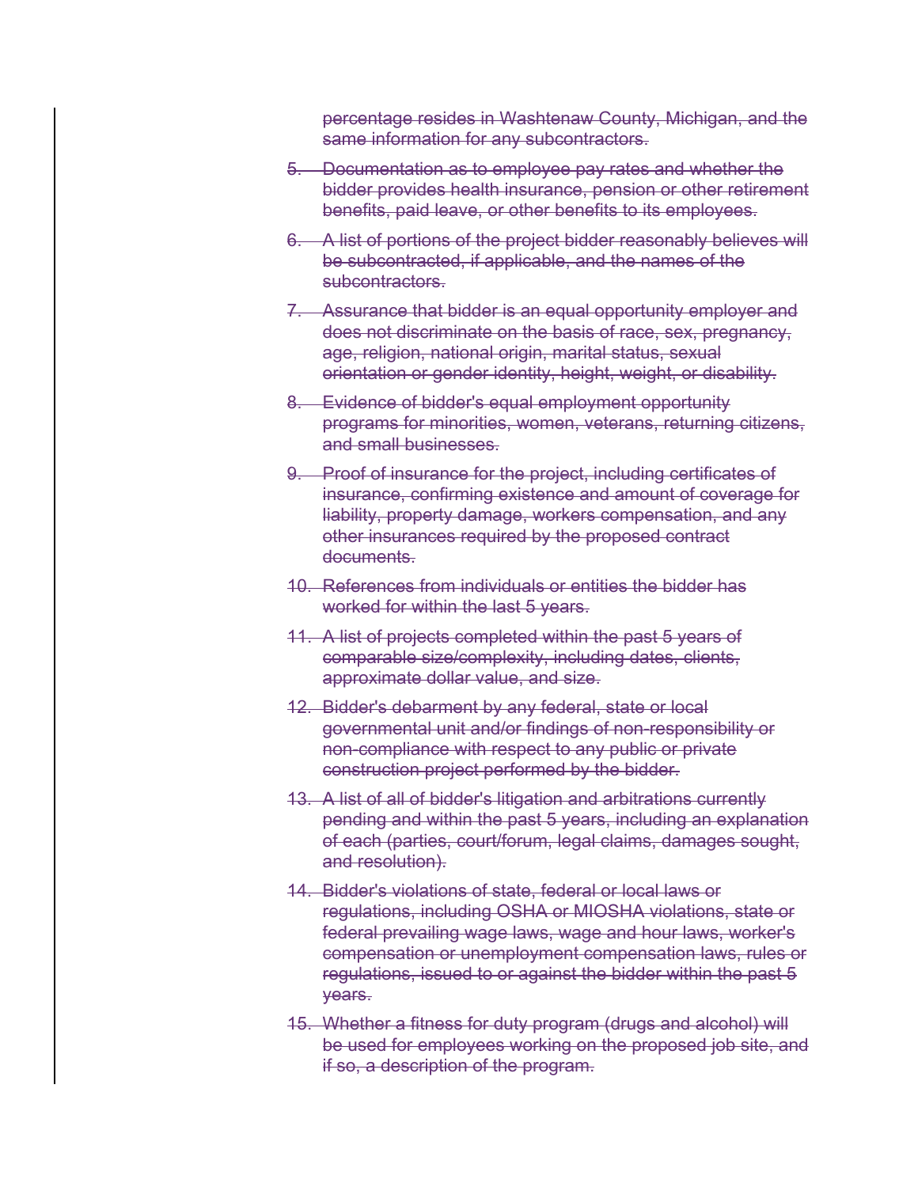~~percentage resides in Washtenaw County, Michigan, and the same information for any subcontractors.~~

5. ~~Documentation as to employee pay rates and whether the bidder provides health insurance, pension or other retirement benefits, paid leave, or other benefits to its employees.~~
6. ~~A list of portions of the project bidder reasonably believes will be subcontracted, if applicable, and the names of the subcontractors.~~
7. ~~Assurance that bidder is an equal opportunity employer and does not discriminate on the basis of race, sex, pregnancy, age, religion, national origin, marital status, sexual orientation or gender identity, height, weight, or disability.~~
8. ~~Evidence of bidder's equal employment opportunity programs for minorities, women, veterans, returning citizens, and small businesses.~~
9. ~~Proof of insurance for the project, including certificates of insurance, confirming existence and amount of coverage for liability, property damage, workers compensation, and any other insurances required by the proposed contract documents.~~
10. ~~References from individuals or entities the bidder has worked for within the last 5 years.~~
11. ~~A list of projects completed within the past 5 years of comparable size/complexity, including dates, clients, approximate dollar value, and size.~~
12. ~~Bidder's debarment by any federal, state or local governmental unit and/or findings of non-responsibility or non-compliance with respect to any public or private construction project performed by the bidder.~~
13. ~~A list of all of bidder's litigation and arbitrations currently pending and within the past 5 years, including an explanation of each (parties, court/forum, legal claims, damages sought, and resolution).~~
14. ~~Bidder's violations of state, federal or local laws or regulations, including OSHA or MIOSHA violations, state or federal prevailing wage laws, wage and hour laws, worker's compensation or unemployment compensation laws, rules or regulations, issued to or against the bidder within the past 5 years.~~
15. ~~Whether a fitness for duty program (drugs and alcohol) will be used for employees working on the proposed job site, and if so, a description of the program.~~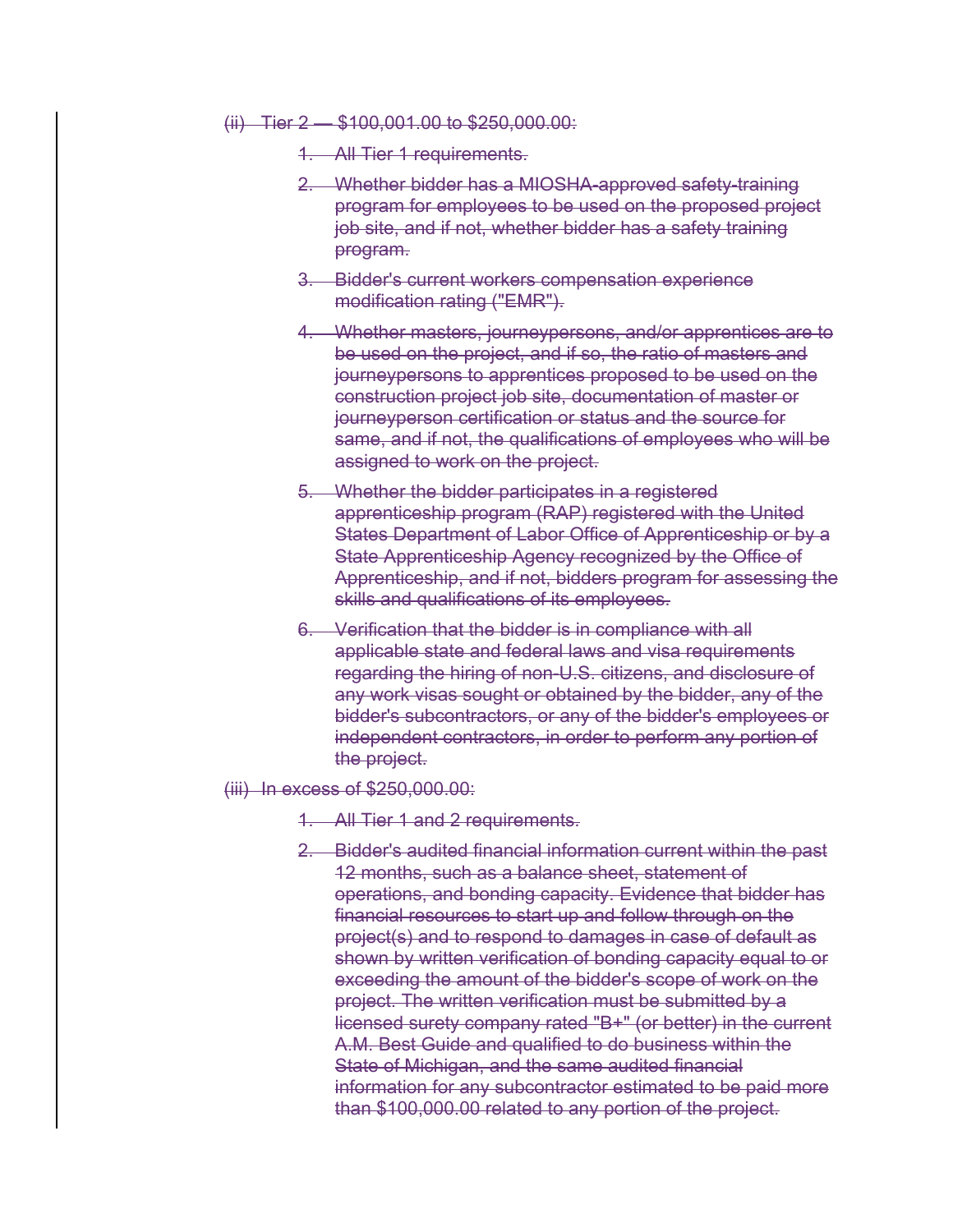~~(ii) Tier 2 — $100,001.00 to $250,000.00:~~

~~1. All Tier 1 requirements.~~

~~2. Whether bidder has a MIOSHA-approved safety-training program for employees to be used on the proposed project job site, and if not, whether bidder has a safety training program.~~

~~3. Bidder's current workers compensation experience modification rating ("EMR").~~

~~4. Whether masters, journeypersons, and/or apprentices are to be used on the project, and if so, the ratio of masters and journeypersons to apprentices proposed to be used on the construction project job site, documentation of master or journeyperson certification or status and the source for same, and if not, the qualifications of employees who will be assigned to work on the project.~~

~~5. Whether the bidder participates in a registered apprenticeship program (RAP) registered with the United States Department of Labor Office of Apprenticeship or by a State Apprenticeship Agency recognized by the Office of Apprenticeship, and if not, bidders program for assessing the skills and qualifications of its employees.~~

~~6. Verification that the bidder is in compliance with all applicable state and federal laws and visa requirements regarding the hiring of non-U.S. citizens, and disclosure of any work visas sought or obtained by the bidder, any of the bidder's subcontractors, or any of the bidder's employees or independent contractors, in order to perform any portion of the project.~~

~~(iii) In excess of $250,000.00:~~

~~1. All Tier 1 and 2 requirements.~~

~~2. Bidder's audited financial information current within the past 12 months, such as a balance sheet, statement of operations, and bonding capacity. Evidence that bidder has financial resources to start up and follow through on the project(s) and to respond to damages in case of default as shown by written verification of bonding capacity equal to or exceeding the amount of the bidder's scope of work on the project. The written verification must be submitted by a licensed surety company rated "B+" (or better) in the current A.M. Best Guide and qualified to do business within the State of Michigan, and the same audited financial information for any subcontractor estimated to be paid more than $100,000.00 related to any portion of the project.~~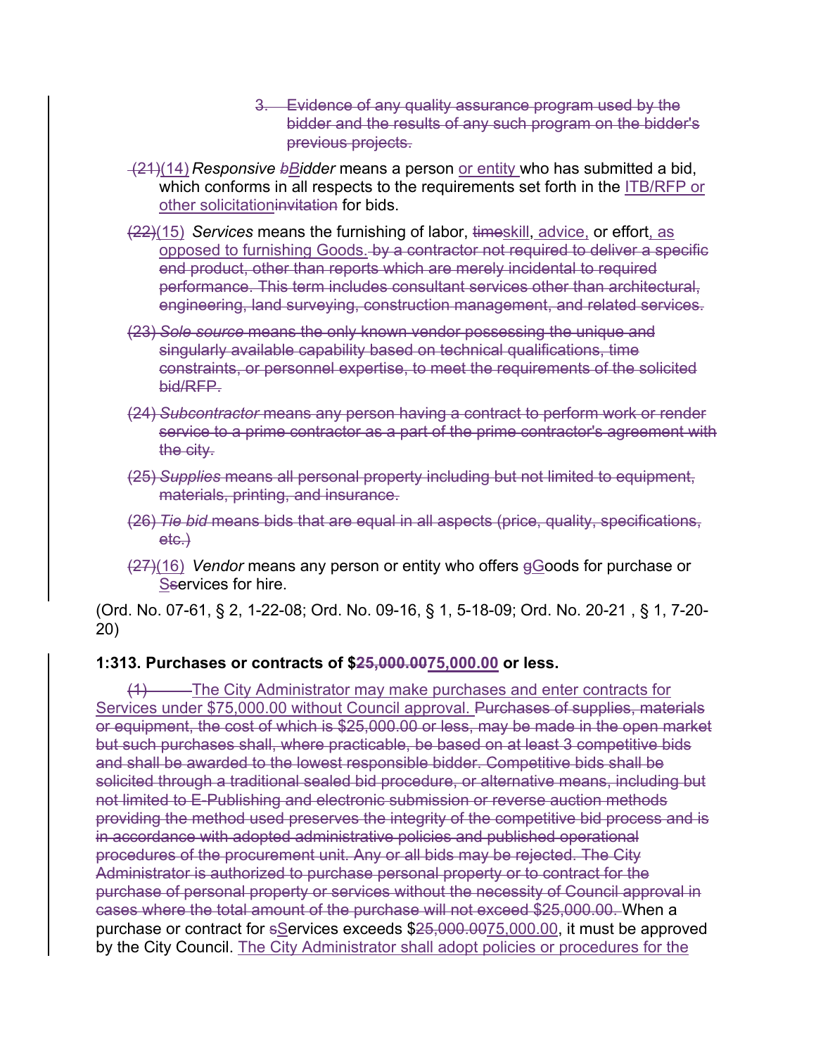3. ~~Evidence of any quality assurance program used by the bidder and the results of any such program on the bidder's previous projects.~~

~~(21)~~(14) *Responsive* ~~*b*~~*Bidder* means a person or entity who has submitted a bid, which conforms in all respects to the requirements set forth in the ITB/RFP or other solicitation~~invitation~~ for bids.

~~(22)~~(15) *Services* means the furnishing of labor, ~~time~~skill, advice, or effort, as opposed to furnishing Goods. ~~by a contractor not required to deliver a specific end product, other than reports which are merely incidental to required performance. This term includes consultant services other than architectural, engineering, land surveying, construction management, and related services.~~

~~(23) *Sole source* means the only known vendor possessing the unique and singularly available capability based on technical qualifications, time constraints, or personnel expertise, to meet the requirements of the solicited bid/RFP.~~

~~(24) *Subcontractor* means any person having a contract to perform work or render service to a prime contractor as a part of the prime contractor's agreement with the city.~~

~~(25) *Supplies* means all personal property including but not limited to equipment, materials, printing, and insurance.~~

~~(26) *Tie bid* means bids that are equal in all aspects (price, quality, specifications, etc.)~~

~~(27)~~(16) *Vendor* means any person or entity who offers ~~g~~Goods for purchase or Sservices for hire.

(Ord. No. 07-61, § 2, 1-22-08; Ord. No. 09-16, § 1, 5-18-09; Ord. No. 20-21 , § 1, 7-20-20)

**1:313. Purchases or contracts of $~~25,000.00~~75,000.00 or less.**

~~(1)~~ The City Administrator may make purchases and enter contracts for Services under $75,000.00 without Council approval. ~~Purchases of supplies, materials or equipment, the cost of which is $25,000.00 or less, may be made in the open market but such purchases shall, where practicable, be based on at least 3 competitive bids and shall be awarded to the lowest responsible bidder. Competitive bids shall be solicited through a traditional sealed bid procedure, or alternative means, including but not limited to E-Publishing and electronic submission or reverse auction methods providing the method used preserves the integrity of the competitive bid process and is in accordance with adopted administrative policies and published operational procedures of the procurement unit. Any or all bids may be rejected. The City Administrator is authorized to purchase personal property or to contract for the purchase of personal property or services without the necessity of Council approval in cases where the total amount of the purchase will not exceed $25,000.00.~~ When a purchase or contract for ~~s~~Services exceeds $~~25,000.00~~75,000.00, it must be approved by the City Council. The City Administrator shall adopt policies or procedures for the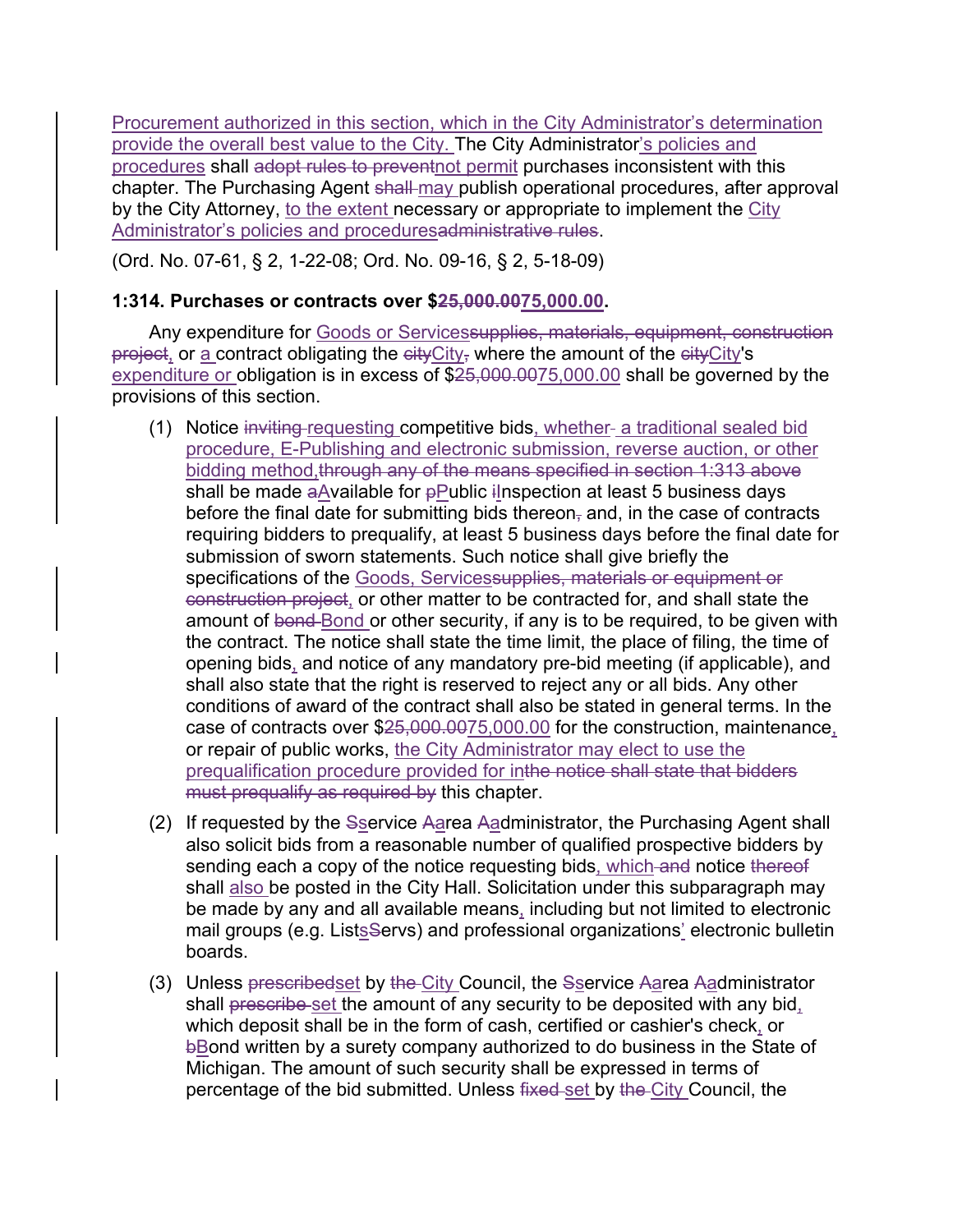Procurement authorized in this section, which in the City Administrator's determination provide the overall best value to the City. The City Administrator's policies and procedures shall ~~adopt rules to prevent~~not permit purchases inconsistent with this chapter. The Purchasing Agent ~~shall~~ may publish operational procedures, after approval by the City Attorney, to the extent necessary or appropriate to implement the City Administrator's policies and procedures~~administrative rules~~.

(Ord. No. 07-61, § 2, 1-22-08; Ord. No. 09-16, § 2, 5-18-09)

**1:314. Purchases or contracts over $~~25,000.00~~75,000.00.**

Any expenditure for Goods or Services~~supplies, materials, equipment, construction project~~, or a contract obligating the ~~city~~City~~,~~ where the amount of the ~~city~~City's expenditure or obligation is in excess of $~~25,000.00~~75,000.00 shall be governed by the provisions of this section.

(1) Notice ~~inviting~~ requesting competitive bids, whether~~-~~ a traditional sealed bid procedure, E-Publishing and electronic submission, reverse auction, or other bidding method,~~through any of the means specified in section 1:313 above~~ shall be made ~~a~~Available for ~~p~~Public ~~i~~Inspection at least 5 business days before the final date for submitting bids thereon~~,~~ and, in the case of contracts requiring bidders to prequalify, at least 5 business days before the final date for submission of sworn statements. Such notice shall give briefly the specifications of the Goods, Services~~supplies, materials or equipment or construction project~~, or other matter to be contracted for, and shall state the amount of ~~bond~~ Bond or other security, if any is to be required, to be given with the contract. The notice shall state the time limit, the place of filing, the time of opening bids, and notice of any mandatory pre-bid meeting (if applicable), and shall also state that the right is reserved to reject any or all bids. Any other conditions of award of the contract shall also be stated in general terms. In the case of contracts over $~~25,000.00~~75,000.00 for the construction, maintenance, or repair of public works, the City Administrator may elect to use the prequalification procedure provided for in~~the notice shall state that bidders must prequalify as required by~~ this chapter.

(2) If requested by the ~~S~~service ~~A~~area ~~A~~administrator, the Purchasing Agent shall also solicit bids from a reasonable number of qualified prospective bidders by sending each a copy of the notice requesting bids, which ~~and~~ notice ~~thereof~~ shall also be posted in the City Hall. Solicitation under this subparagraph may be made by any and all available means, including but not limited to electronic mail groups (e.g. List~~s~~Servs) and professional organizations' electronic bulletin boards.

(3) Unless ~~prescribed~~set by ~~the~~ City Council, the ~~S~~service ~~A~~area ~~A~~administrator shall ~~prescribe~~ set the amount of any security to be deposited with any bid, which deposit shall be in the form of cash, certified or cashier's check, or ~~b~~Bond written by a surety company authorized to do business in the State of Michigan. The amount of such security shall be expressed in terms of percentage of the bid submitted. Unless ~~fixed~~ set by ~~the~~ City Council, the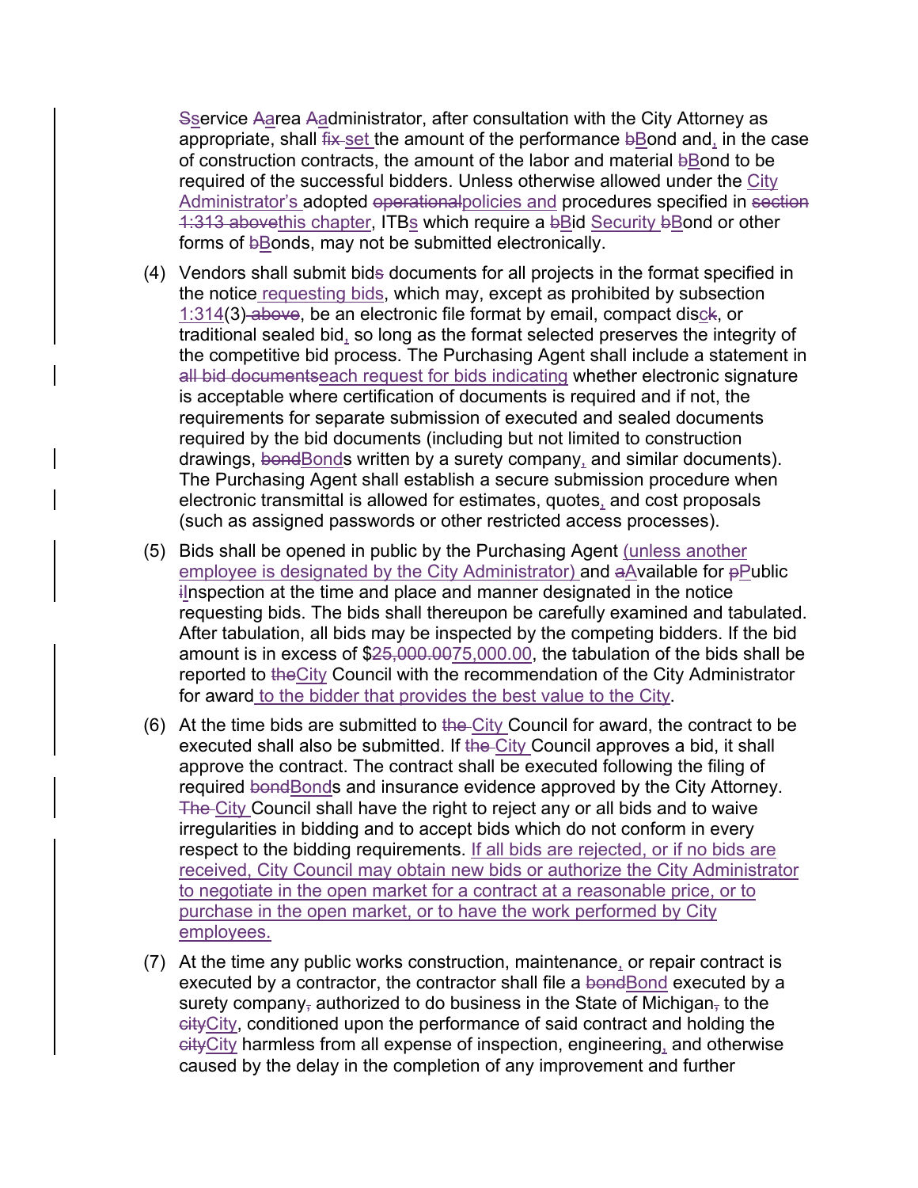~~S~~<u>s</u>ervice ~~A~~<u>a</u>rea ~~A~~<u>a</u>dministrator, after consultation with the City Attorney as appropriate, shall ~~fix~~ <u>set</u> the amount of the performance ~~b~~<u>B</u>ond and<u>,</u> in the case of construction contracts, the amount of the labor and material ~~b~~<u>B</u>ond to be required of the successful bidders. Unless otherwise allowed under the <u>City Administrator's</u> adopted ~~operational~~<u>policies and</u> procedures specified in ~~section 1:313 above~~<u>this chapter</u>, ITB<u>s</u> which require a ~~b~~<u>B</u>id <u>Security</u> ~~b~~<u>B</u>ond or other forms of ~~b~~<u>B</u>onds, may not be submitted electronically.

(4) Vendors shall submit bid~~s~~ documents for all projects in the format specified in the notice<u> requesting bids</u>, which may, except as prohibited by subsection <u>1:314</u>(3)~~ above~~, be an electronic file format by email, compact dis<u>c</u>~~k~~, or traditional sealed bid<u>,</u> so long as the format selected preserves the integrity of the competitive bid process. The Purchasing Agent shall include a statement in ~~all bid documents~~<u>each request for bids indicating</u> whether electronic signature is acceptable where certification of documents is required and if not, the requirements for separate submission of executed and sealed documents required by the bid documents (including but not limited to construction drawings, ~~bond~~<u>Bond</u>s written by a surety company<u>,</u> and similar documents). The Purchasing Agent shall establish a secure submission procedure when electronic transmittal is allowed for estimates, quotes<u>,</u> and cost proposals (such as assigned passwords or other restricted access processes).

(5) Bids shall be opened in public by the Purchasing Agent <u>(unless another employee is designated by the City Administrator)</u> and ~~a~~<u>A</u>vailable for ~~p~~<u>P</u>ublic ~~i~~<u>I</u>nspection at the time and place and manner designated in the notice requesting bids. The bids shall thereupon be carefully examined and tabulated. After tabulation, all bids may be inspected by the competing bidders. If the bid amount is in excess of $~~25,000.00~~<u>75,000.00</u>, the tabulation of the bids shall be reported to ~~the~~<u>City</u> Council with the recommendation of the City Administrator for award<u> to the bidder that provides the best value to the City</u>.

(6) At the time bids are submitted to ~~the~~ <u>City</u> Council for award, the contract to be executed shall also be submitted. If ~~the~~ <u>City</u> Council approves a bid, it shall approve the contract. The contract shall be executed following the filing of required ~~bond~~<u>Bond</u>s and insurance evidence approved by the City Attorney. ~~The~~ <u>City</u> Council shall have the right to reject any or all bids and to waive irregularities in bidding and to accept bids which do not conform in every respect to the bidding requirements. <u>If all bids are rejected, or if no bids are received, City Council may obtain new bids or authorize the City Administrator to negotiate in the open market for a contract at a reasonable price, or to purchase in the open market, or to have the work performed by City employees.</u>

(7) At the time any public works construction, maintenance<u>,</u> or repair contract is executed by a contractor, the contractor shall file a ~~bond~~<u>Bond</u> executed by a surety company~~,~~ authorized to do business in the State of Michigan~~,~~ to the ~~city~~<u>City</u>, conditioned upon the performance of said contract and holding the ~~city~~<u>City</u> harmless from all expense of inspection, engineering<u>,</u> and otherwise caused by the delay in the completion of any improvement and further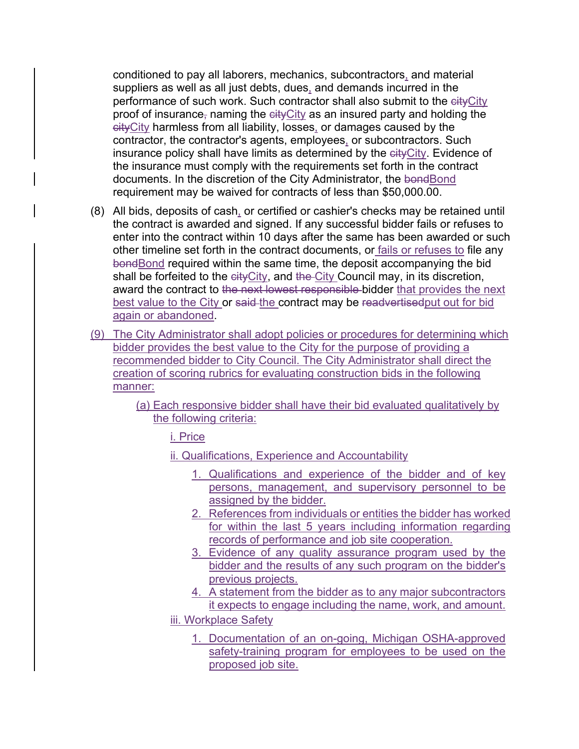conditioned to pay all laborers, mechanics, subcontractors, and material suppliers as well as all just debts, dues, and demands incurred in the performance of such work. Such contractor shall also submit to the ~~city~~City proof of insurance~~,~~ naming the ~~city~~City as an insured party and holding the ~~city~~City harmless from all liability, losses, or damages caused by the contractor, the contractor's agents, employees, or subcontractors. Such insurance policy shall have limits as determined by the ~~city~~City. Evidence of the insurance must comply with the requirements set forth in the contract documents. In the discretion of the City Administrator, the ~~bond~~Bond requirement may be waived for contracts of less than $50,000.00.

(8) All bids, deposits of cash, or certified or cashier's checks may be retained until the contract is awarded and signed. If any successful bidder fails or refuses to enter into the contract within 10 days after the same has been awarded or such other timeline set forth in the contract documents, or fails or refuses to file any ~~bond~~Bond required within the same time, the deposit accompanying the bid shall be forfeited to the ~~city~~City, and ~~the~~ City Council may, in its discretion, award the contract to ~~the next lowest responsible~~ bidder that provides the next best value to the City or ~~said~~ the contract may be ~~readvertised~~put out for bid again or abandoned.

(9) The City Administrator shall adopt policies or procedures for determining which bidder provides the best value to the City for the purpose of providing a recommended bidder to City Council. The City Administrator shall direct the creation of scoring rubrics for evaluating construction bids in the following manner:

(a) Each responsive bidder shall have their bid evaluated qualitatively by the following criteria:

i. Price

ii. Qualifications, Experience and Accountability

1. Qualifications and experience of the bidder and of key persons, management, and supervisory personnel to be assigned by the bidder.
2. References from individuals or entities the bidder has worked for within the last 5 years including information regarding records of performance and job site cooperation.
3. Evidence of any quality assurance program used by the bidder and the results of any such program on the bidder's previous projects.
4. A statement from the bidder as to any major subcontractors it expects to engage including the name, work, and amount.

iii. Workplace Safety

1. Documentation of an on-going, Michigan OSHA-approved safety-training program for employees to be used on the proposed job site.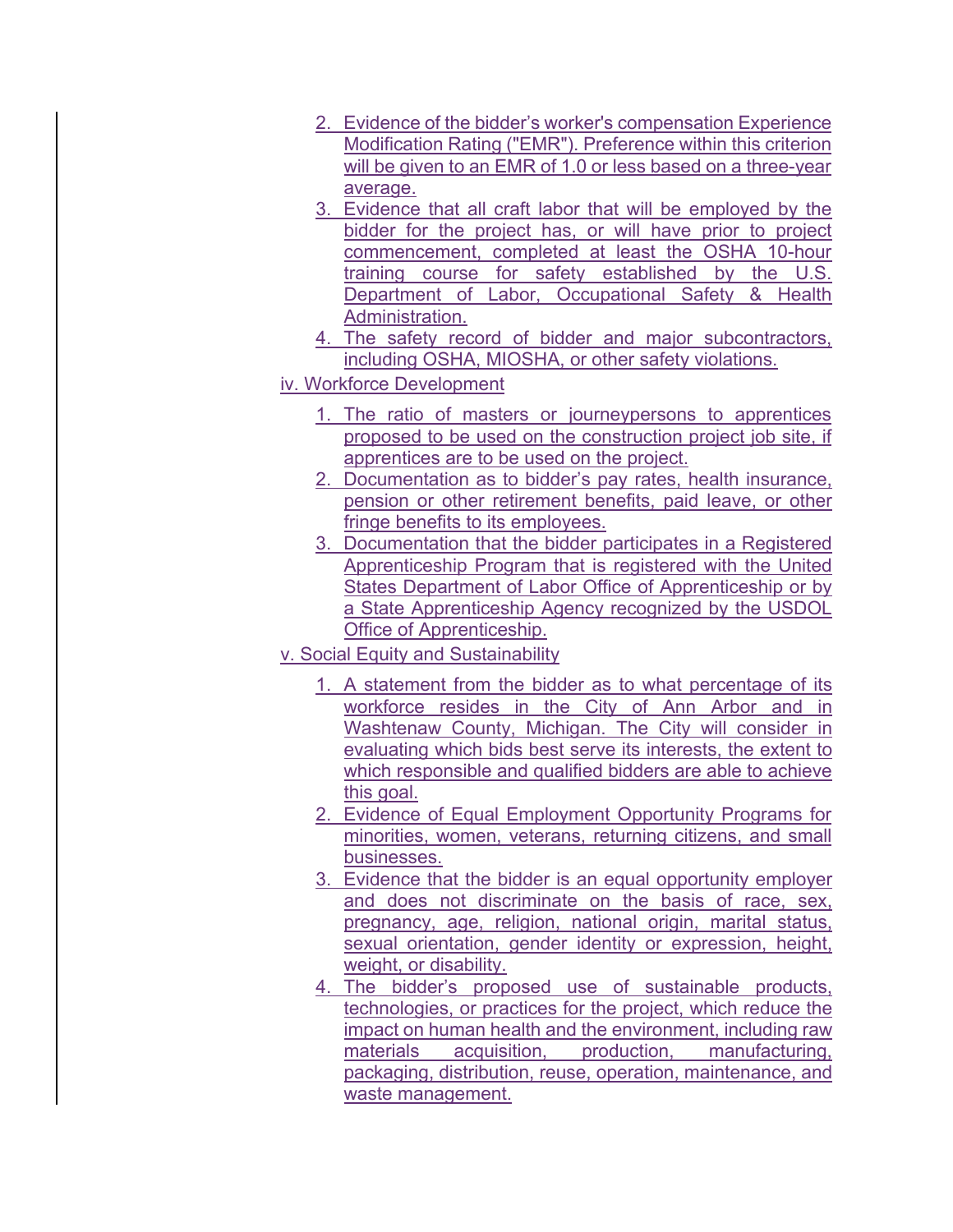2. Evidence of the bidder's worker's compensation Experience Modification Rating ("EMR"). Preference within this criterion will be given to an EMR of 1.0 or less based on a three-year average.
3. Evidence that all craft labor that will be employed by the bidder for the project has, or will have prior to project commencement, completed at least the OSHA 10-hour training course for safety established by the U.S. Department of Labor, Occupational Safety & Health Administration.
4. The safety record of bidder and major subcontractors, including OSHA, MIOSHA, or other safety violations.

iv. Workforce Development

1. The ratio of masters or journeypersons to apprentices proposed to be used on the construction project job site, if apprentices are to be used on the project.
2. Documentation as to bidder's pay rates, health insurance, pension or other retirement benefits, paid leave, or other fringe benefits to its employees.
3. Documentation that the bidder participates in a Registered Apprenticeship Program that is registered with the United States Department of Labor Office of Apprenticeship or by a State Apprenticeship Agency recognized by the USDOL Office of Apprenticeship.

v. Social Equity and Sustainability

1. A statement from the bidder as to what percentage of its workforce resides in the City of Ann Arbor and in Washtenaw County, Michigan. The City will consider in evaluating which bids best serve its interests, the extent to which responsible and qualified bidders are able to achieve this goal.
2. Evidence of Equal Employment Opportunity Programs for minorities, women, veterans, returning citizens, and small businesses.
3. Evidence that the bidder is an equal opportunity employer and does not discriminate on the basis of race, sex, pregnancy, age, religion, national origin, marital status, sexual orientation, gender identity or expression, height, weight, or disability.
4. The bidder's proposed use of sustainable products, technologies, or practices for the project, which reduce the impact on human health and the environment, including raw materials acquisition, production, manufacturing, packaging, distribution, reuse, operation, maintenance, and waste management.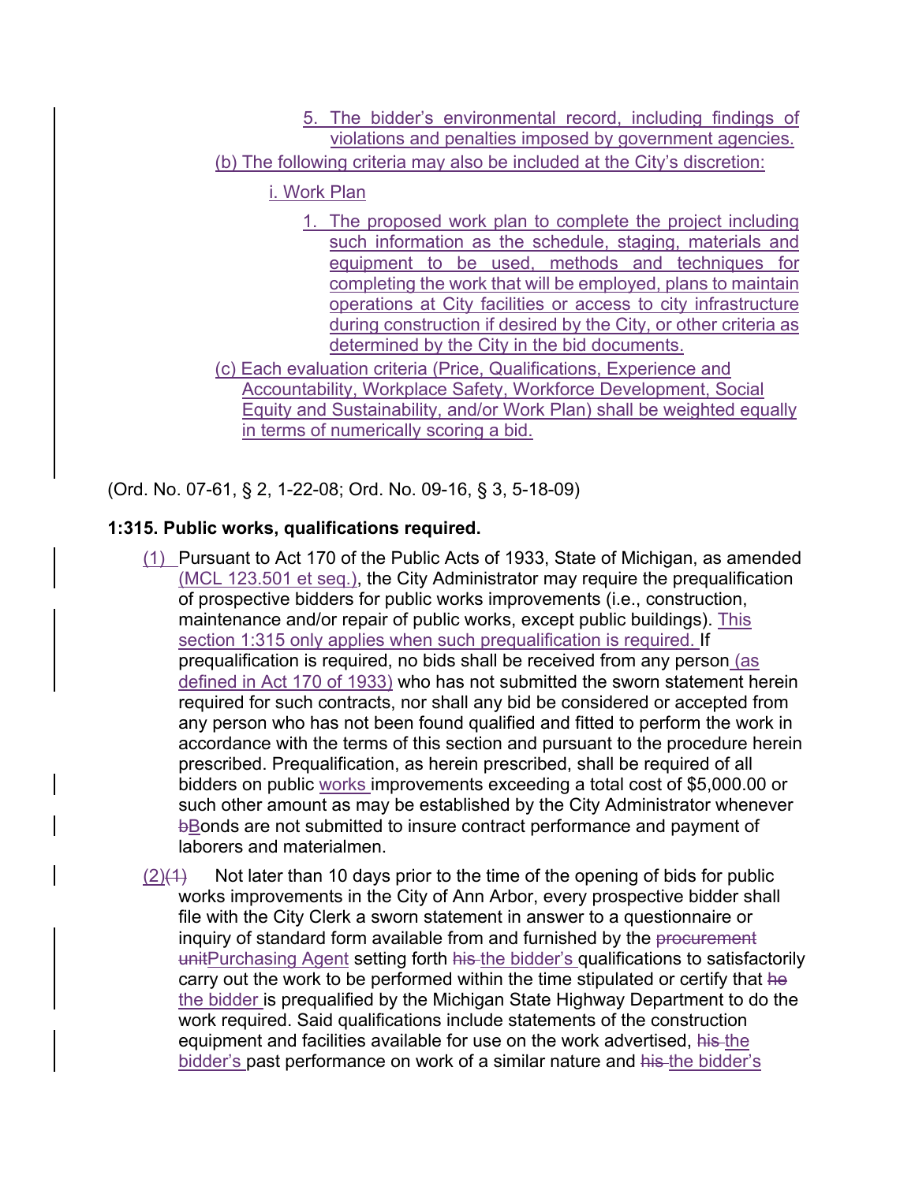5. The bidder's environmental record, including findings of violations and penalties imposed by government agencies.

(b) The following criteria may also be included at the City's discretion:

i. Work Plan

1. The proposed work plan to complete the project including such information as the schedule, staging, materials and equipment to be used, methods and techniques for completing the work that will be employed, plans to maintain operations at City facilities or access to city infrastructure during construction if desired by the City, or other criteria as determined by the City in the bid documents.

(c) Each evaluation criteria (Price, Qualifications, Experience and Accountability, Workplace Safety, Workforce Development, Social Equity and Sustainability, and/or Work Plan) shall be weighted equally in terms of numerically scoring a bid.

(Ord. No. 07-61, § 2, 1-22-08; Ord. No. 09-16, § 3, 5-18-09)

**1:315. Public works, qualifications required.**

(1) Pursuant to Act 170 of the Public Acts of 1933, State of Michigan, as amended (MCL 123.501 et seq.), the City Administrator may require the prequalification of prospective bidders for public works improvements (i.e., construction, maintenance and/or repair of public works, except public buildings). This section 1:315 only applies when such prequalification is required. If prequalification is required, no bids shall be received from any person (as defined in Act 170 of 1933) who has not submitted the sworn statement herein required for such contracts, nor shall any bid be considered or accepted from any person who has not been found qualified and fitted to perform the work in accordance with the terms of this section and pursuant to the procedure herein prescribed. Prequalification, as herein prescribed, shall be required of all bidders on public works improvements exceeding a total cost of $5,000.00 or such other amount as may be established by the City Administrator whenever ~~b~~Bonds are not submitted to insure contract performance and payment of laborers and materialmen.

(2)~~(1)~~ Not later than 10 days prior to the time of the opening of bids for public works improvements in the City of Ann Arbor, every prospective bidder shall file with the City Clerk a sworn statement in answer to a questionnaire or inquiry of standard form available from and furnished by the ~~procurement unit~~Purchasing Agent setting forth ~~his~~ the bidder's qualifications to satisfactorily carry out the work to be performed within the time stipulated or certify that ~~he~~ the bidder is prequalified by the Michigan State Highway Department to do the work required. Said qualifications include statements of the construction equipment and facilities available for use on the work advertised, ~~his~~ the bidder's past performance on work of a similar nature and ~~his~~ the bidder's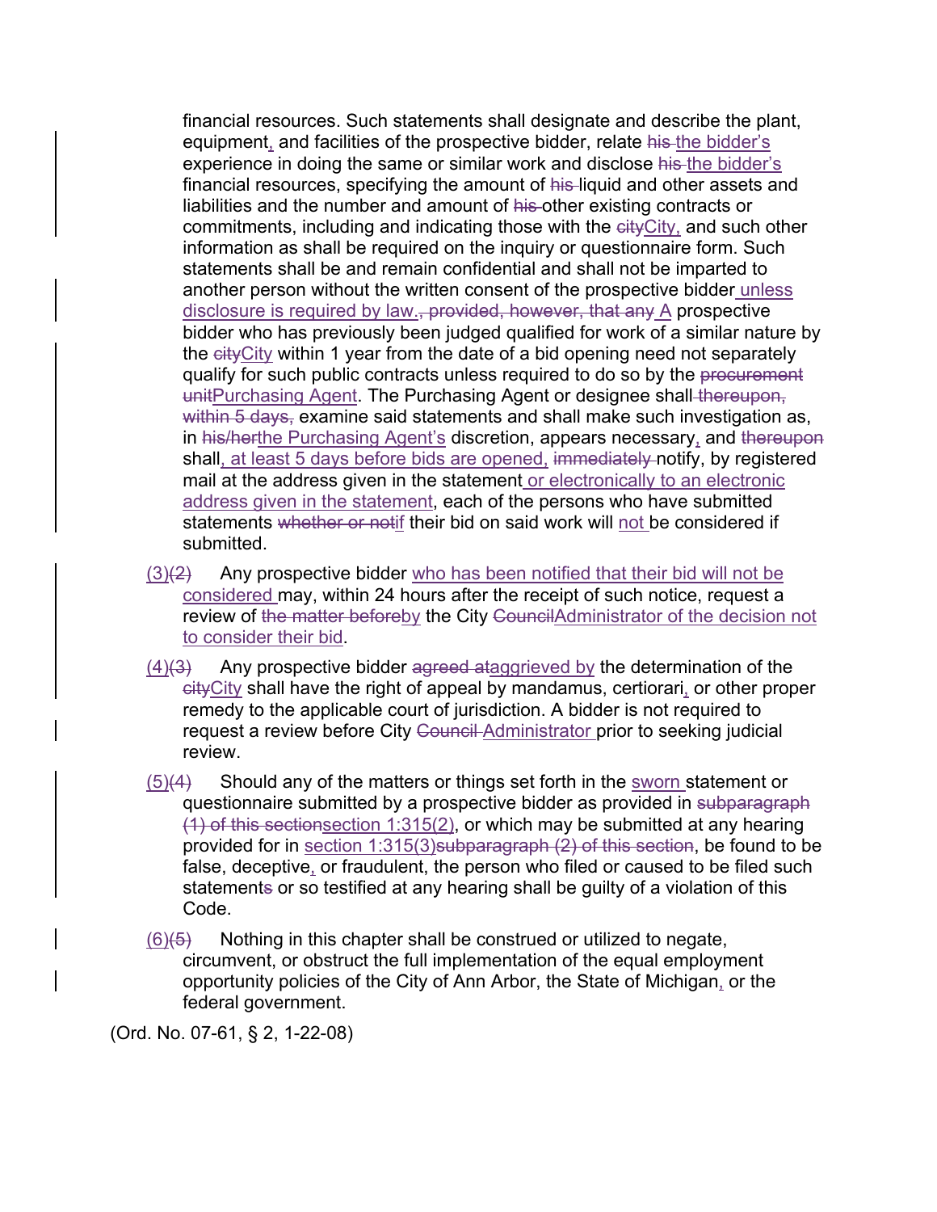financial resources. Such statements shall designate and describe the plant, equipment<u>,</u> and facilities of the prospective bidder, relate ~~his~~ <u>the bidder's</u> experience in doing the same or similar work and disclose ~~his~~ <u>the bidder's</u> financial resources, specifying the amount of ~~his~~ liquid and other assets and liabilities and the number and amount of ~~his~~ other existing contracts or commitments, including and indicating those with the ~~city~~<u>City,</u> and such other information as shall be required on the inquiry or questionnaire form. Such statements shall be and remain confidential and shall not be imparted to another person without the written consent of the prospective bidder <u>unless disclosure is required by law.</u>~~, provided, however, that any~~ <u>A</u> prospective bidder who has previously been judged qualified for work of a similar nature by the ~~city~~<u>City</u> within 1 year from the date of a bid opening need not separately qualify for such public contracts unless required to do so by the ~~procurement unit~~<u>Purchasing Agent</u>. The Purchasing Agent or designee shall ~~thereupon, within 5 days,~~ examine said statements and shall make such investigation as, in ~~his/her~~<u>the Purchasing Agent's</u> discretion, appears necessary<u>,</u> and ~~thereupon~~ shall<u>, at least 5 days before bids are opened,</u> ~~immediately~~ notify, by registered mail at the address given in the statement <u>or electronically to an electronic address given in the statement</u>, each of the persons who have submitted statements ~~whether or not~~<u>if</u> their bid on said work will <u>not</u> be considered if submitted.

<u>(3)</u>~~(2)~~ Any prospective bidder <u>who has been notified that their bid will not be considered</u> may, within 24 hours after the receipt of such notice, request a review of ~~the matter before~~<u>by</u> the City ~~Council~~<u>Administrator of the decision not to consider their bid</u>.

<u>(4)</u>~~(3)~~ Any prospective bidder ~~agreed at~~<u>aggrieved by</u> the determination of the ~~city~~<u>City</u> shall have the right of appeal by mandamus, certiorari<u>,</u> or other proper remedy to the applicable court of jurisdiction. A bidder is not required to request a review before City ~~Council~~ <u>Administrator</u> prior to seeking judicial review.

<u>(5)</u>~~(4)~~ Should any of the matters or things set forth in the <u>sworn</u> statement or questionnaire submitted by a prospective bidder as provided in ~~subparagraph (1) of this section~~<u>section 1:315(2)</u>, or which may be submitted at any hearing provided for in <u>section 1:315(3)</u>~~subparagraph (2) of this section~~, be found to be false, deceptive<u>,</u> or fraudulent, the person who filed or caused to be filed such statement~~s~~ or so testified at any hearing shall be guilty of a violation of this Code.

<u>(6)</u>~~(5)~~ Nothing in this chapter shall be construed or utilized to negate, circumvent, or obstruct the full implementation of the equal employment opportunity policies of the City of Ann Arbor, the State of Michigan<u>,</u> or the federal government.

(Ord. No. 07-61, § 2, 1-22-08)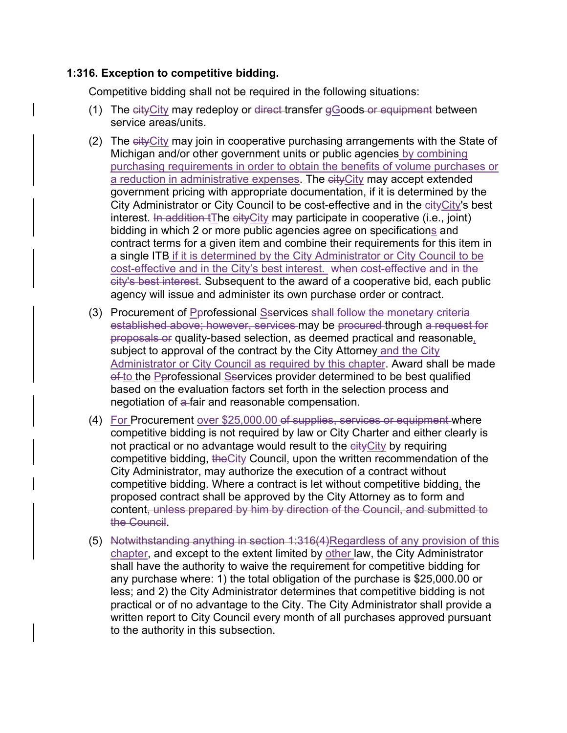**1:316. Exception to competitive bidding.**

Competitive bidding shall not be required in the following situations:

(1) The ~~city~~<u>City</u> may redeploy or ~~direct~~ transfer ~~g~~<u>G</u>oods ~~or equipment~~ between service areas/units.

(2) The ~~city~~<u>City</u> may join in cooperative purchasing arrangements with the State of Michigan and/or other government units or public agencies <u>by combining purchasing requirements in order to obtain the benefits of volume purchases or a reduction in administrative expenses</u>. The ~~city~~<u>City</u> may accept extended government pricing with appropriate documentation, if it is determined by the City Administrator or City Council to be cost-effective and in the ~~city~~<u>City</u>'s best interest. ~~In addition t~~<u>T</u>he ~~city~~<u>City</u> may participate in cooperative (i.e., joint) bidding in which 2 or more public agencies agree on specification<u>s</u> and contract terms for a given item and combine their requirements for this item in a single ITB <u>if it is determined by the City Administrator or City Council to be cost-effective and in the City's best interest.</u> ~~when cost-effective and in the city's best interest~~. Subsequent to the award of a cooperative bid, each public agency will issue and administer its own purchase order or contract.

(3) Procurement of <u>P</u>~~p~~rofessional <u>S</u>~~s~~ervices ~~shall follow the monetary criteria established above; however, services~~ may be ~~procured~~ through ~~a request for proposals or~~ quality-based selection, as deemed practical and reasonable<u>,</u> subject to approval of the contract by the City Attorney <u>and the City Administrator or City Council as required by this chapter</u>. Award shall be made ~~of~~ <u>to</u> the <u>P</u>~~p~~rofessional <u>S</u>~~s~~ervices provider determined to be best qualified based on the evaluation factors set forth in the selection process and negotiation of ~~a~~ fair and reasonable compensation.

(4) <u>For</u> Procurement <u>over $25,000.00</u> ~~of supplies, services or equipment~~ where competitive bidding is not required by law or City Charter and either clearly is not practical or no advantage would result to the ~~city~~<u>City</u> by requiring competitive bidding, ~~the~~<u>City</u> Council, upon the written recommendation of the City Administrator, may authorize the execution of a contract without competitive bidding. Where a contract is let without competitive bidding<u>,</u> the proposed contract shall be approved by the City Attorney as to form and content~~, unless prepared by him by direction of the Council, and submitted to the Council~~.

(5) ~~Notwithstanding anything in section 1:316(4)~~<u>Regardless of any provision of this chapter</u>, and except to the extent limited by <u>other</u> law, the City Administrator shall have the authority to waive the requirement for competitive bidding for any purchase where: 1) the total obligation of the purchase is $25,000.00 or less; and 2) the City Administrator determines that competitive bidding is not practical or of no advantage to the City. The City Administrator shall provide a written report to City Council every month of all purchases approved pursuant to the authority in this subsection.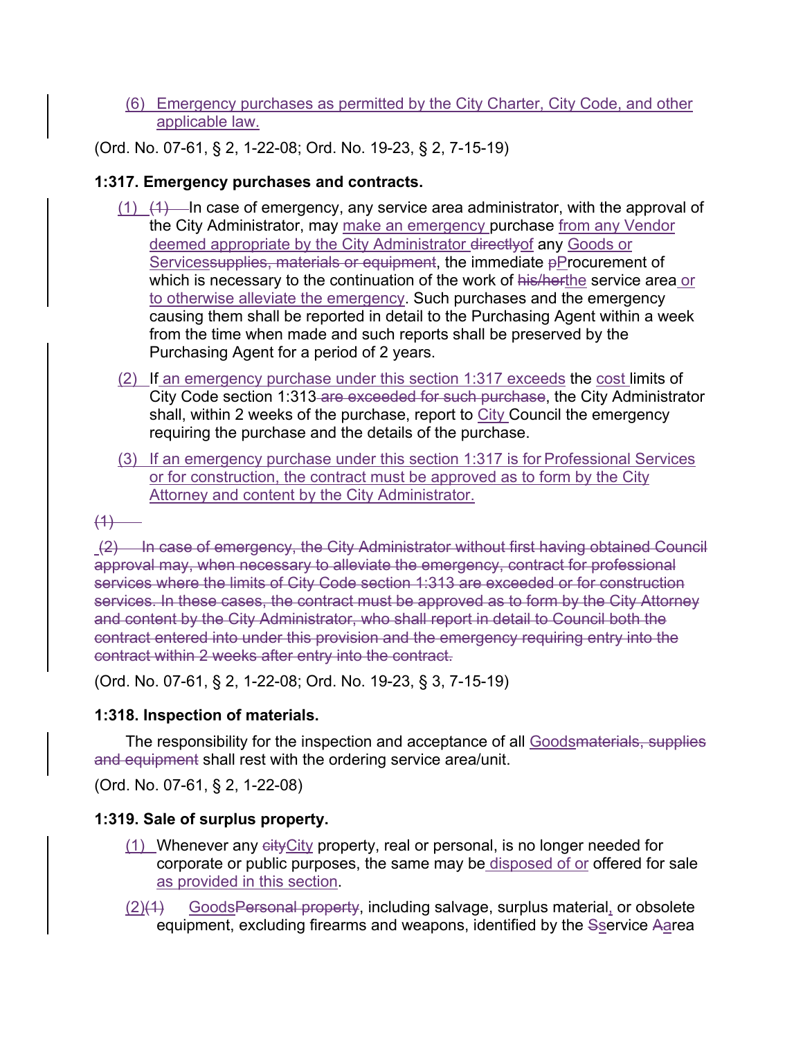(6) Emergency purchases as permitted by the City Charter, City Code, and other applicable law.

(Ord. No. 07-61, § 2, 1-22-08; Ord. No. 19-23, § 2, 7-15-19)

**1:317. Emergency purchases and contracts.**

(1) ~~(1)~~ In case of emergency, any service area administrator, with the approval of the City Administrator, may make an emergency purchase from any Vendor deemed appropriate by the City Administrator ~~directly~~of any Goods or Services~~supplies, materials or equipment~~, the immediate ~~p~~Procurement of which is necessary to the continuation of the work of ~~his/her~~the service area or to otherwise alleviate the emergency. Such purchases and the emergency causing them shall be reported in detail to the Purchasing Agent within a week from the time when made and such reports shall be preserved by the Purchasing Agent for a period of 2 years.

(2) If an emergency purchase under this section 1:317 exceeds the cost limits of City Code section 1:313 ~~are exceeded for such purchase~~, the City Administrator shall, within 2 weeks of the purchase, report to City Council the emergency requiring the purchase and the details of the purchase.

(3) If an emergency purchase under this section 1:317 is for Professional Services or for construction, the contract must be approved as to form by the City Attorney and content by the City Administrator.

~~(1)~~

~~(2) In case of emergency, the City Administrator without first having obtained Council approval may, when necessary to alleviate the emergency, contract for professional services where the limits of City Code section 1:313 are exceeded or for construction services. In these cases, the contract must be approved as to form by the City Attorney and content by the City Administrator, who shall report in detail to Council both the contract entered into under this provision and the emergency requiring entry into the contract within 2 weeks after entry into the contract.~~

(Ord. No. 07-61, § 2, 1-22-08; Ord. No. 19-23, § 3, 7-15-19)

**1:318. Inspection of materials.**

The responsibility for the inspection and acceptance of all Goods~~materials, supplies and equipment~~ shall rest with the ordering service area/unit.

(Ord. No. 07-61, § 2, 1-22-08)

**1:319. Sale of surplus property.**

(1) Whenever any ~~city~~City property, real or personal, is no longer needed for corporate or public purposes, the same may be disposed of or offered for sale as provided in this section.

(2)~~(1)~~ Goods~~Personal property~~, including salvage, surplus material, or obsolete equipment, excluding firearms and weapons, identified by the ~~S~~service ~~A~~area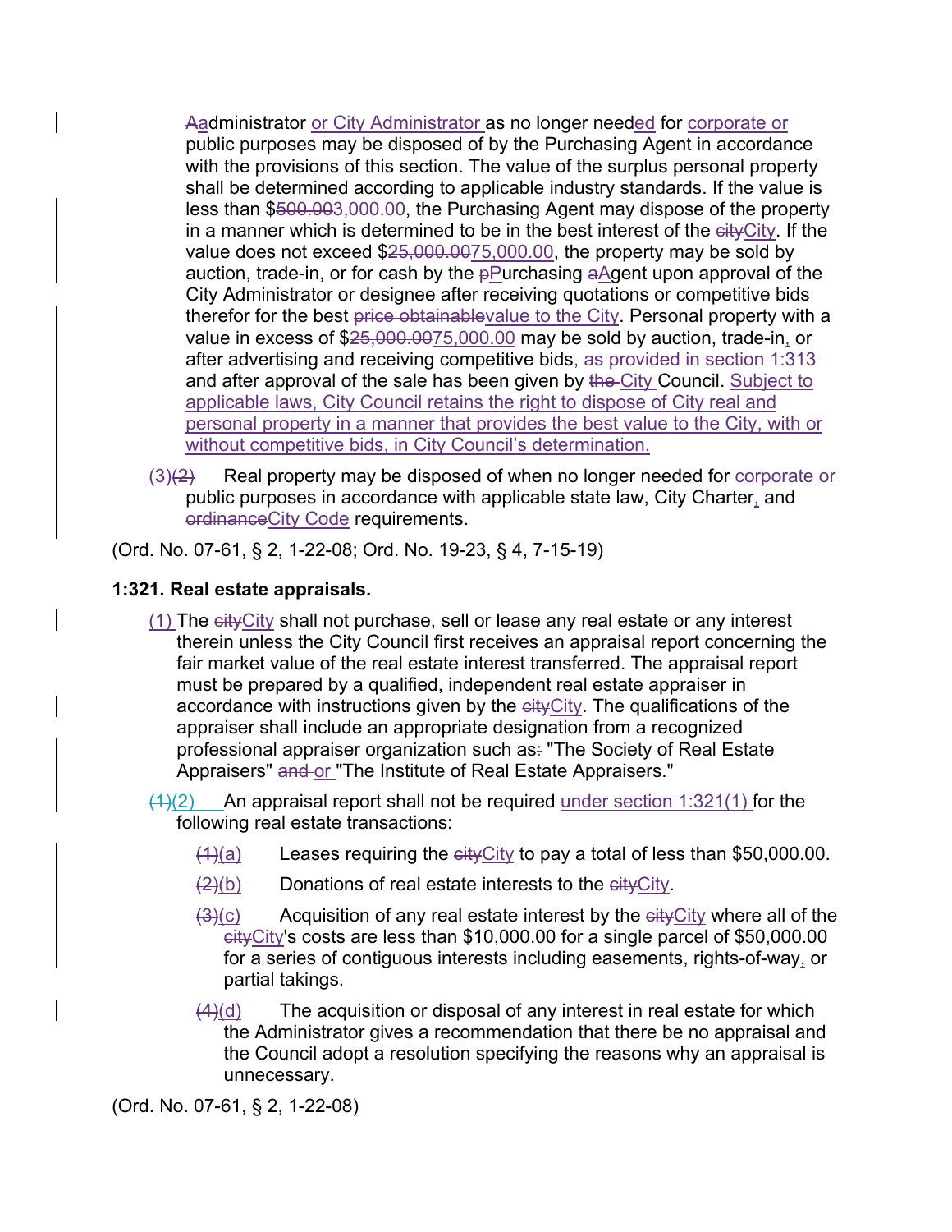Aadministrator or City Administrator as no longer needed for corporate or public purposes may be disposed of by the Purchasing Agent in accordance with the provisions of this section. The value of the surplus personal property shall be determined according to applicable industry standards. If the value is less than $~~500.00~~3,000.00, the Purchasing Agent may dispose of the property in a manner which is determined to be in the best interest of the ~~city~~City. If the value does not exceed $~~25,000.00~~75,000.00, the property may be sold by auction, trade-in, or for cash by the ~~p~~Purchasing ~~a~~Agent upon approval of the City Administrator or designee after receiving quotations or competitive bids therefor for the best ~~price obtainable~~value to the City. Personal property with a value in excess of $~~25,000.00~~75,000.00 may be sold by auction, trade-in, or after advertising and receiving competitive bids~~, as provided in section 1:313~~ and after approval of the sale has been given by ~~the~~ City Council. Subject to applicable laws, City Council retains the right to dispose of City real and personal property in a manner that provides the best value to the City, with or without competitive bids, in City Council's determination.

(3)~~(2)~~ Real property may be disposed of when no longer needed for corporate or public purposes in accordance with applicable state law, City Charter, and ~~ordinance~~City Code requirements.

(Ord. No. 07-61, § 2, 1-22-08; Ord. No. 19-23, § 4, 7-15-19)

**1:321. Real estate appraisals.**

(1) The ~~city~~City shall not purchase, sell or lease any real estate or any interest therein unless the City Council first receives an appraisal report concerning the fair market value of the real estate interest transferred. The appraisal report must be prepared by a qualified, independent real estate appraiser in accordance with instructions given by the ~~city~~City. The qualifications of the appraiser shall include an appropriate designation from a recognized professional appraiser organization such as~~:~~ "The Society of Real Estate Appraisers" ~~and~~ or "The Institute of Real Estate Appraisers."

~~(1)~~(2) An appraisal report shall not be required under section 1:321(1) for the following real estate transactions:

~~(1)~~(a) Leases requiring the ~~city~~City to pay a total of less than $50,000.00.

~~(2)~~(b) Donations of real estate interests to the ~~city~~City.

~~(3)~~(c) Acquisition of any real estate interest by the ~~city~~City where all of the ~~city~~City's costs are less than $10,000.00 for a single parcel of $50,000.00 for a series of contiguous interests including easements, rights-of-way, or partial takings.

~~(4)~~(d) The acquisition or disposal of any interest in real estate for which the Administrator gives a recommendation that there be no appraisal and the Council adopt a resolution specifying the reasons why an appraisal is unnecessary.

(Ord. No. 07-61, § 2, 1-22-08)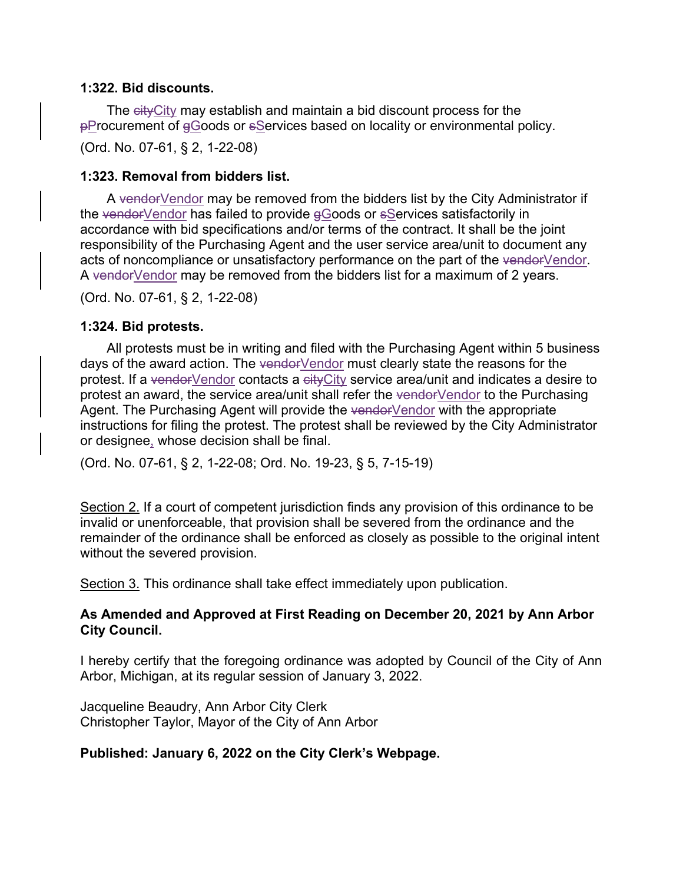**1:322. Bid discounts.**

The ~~city~~City may establish and maintain a bid discount process for the ~~p~~Procurement of ~~g~~Goods or ~~s~~Services based on locality or environmental policy.

(Ord. No. 07-61, § 2, 1-22-08)

**1:323. Removal from bidders list.**

A ~~vendor~~Vendor may be removed from the bidders list by the City Administrator if the ~~vendor~~Vendor has failed to provide ~~g~~Goods or ~~s~~Services satisfactorily in accordance with bid specifications and/or terms of the contract. It shall be the joint responsibility of the Purchasing Agent and the user service area/unit to document any acts of noncompliance or unsatisfactory performance on the part of the ~~vendor~~Vendor. A ~~vendor~~Vendor may be removed from the bidders list for a maximum of 2 years.

(Ord. No. 07-61, § 2, 1-22-08)

**1:324. Bid protests.**

All protests must be in writing and filed with the Purchasing Agent within 5 business days of the award action. The ~~vendor~~Vendor must clearly state the reasons for the protest. If a ~~vendor~~Vendor contacts a ~~city~~City service area/unit and indicates a desire to protest an award, the service area/unit shall refer the ~~vendor~~Vendor to the Purchasing Agent. The Purchasing Agent will provide the ~~vendor~~Vendor with the appropriate instructions for filing the protest. The protest shall be reviewed by the City Administrator or designee, whose decision shall be final.

(Ord. No. 07-61, § 2, 1-22-08; Ord. No. 19-23, § 5, 7-15-19)

Section 2. If a court of competent jurisdiction finds any provision of this ordinance to be invalid or unenforceable, that provision shall be severed from the ordinance and the remainder of the ordinance shall be enforced as closely as possible to the original intent without the severed provision.

Section 3. This ordinance shall take effect immediately upon publication.

**As Amended and Approved at First Reading on December 20, 2021 by Ann Arbor City Council.**

I hereby certify that the foregoing ordinance was adopted by Council of the City of Ann Arbor, Michigan, at its regular session of January 3, 2022.

Jacqueline Beaudry, Ann Arbor City Clerk
Christopher Taylor, Mayor of the City of Ann Arbor

**Published: January 6, 2022 on the City Clerk's Webpage.**